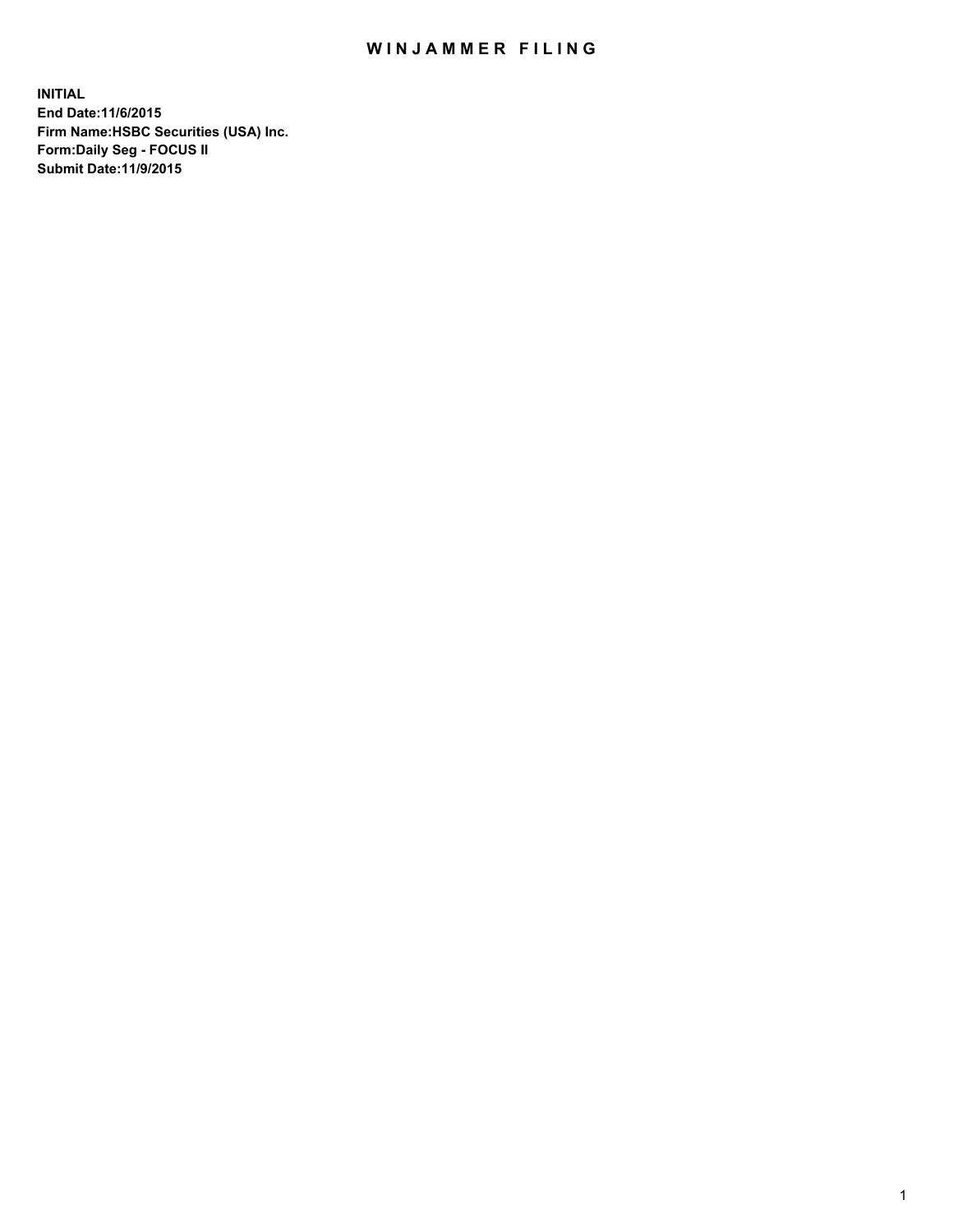# WINJAMMER FILING

**INITIAL**
**End Date:11/6/2015**
**Firm Name:HSBC Securities (USA) Inc.**
**Form:Daily Seg - FOCUS II**
**Submit Date:11/9/2015**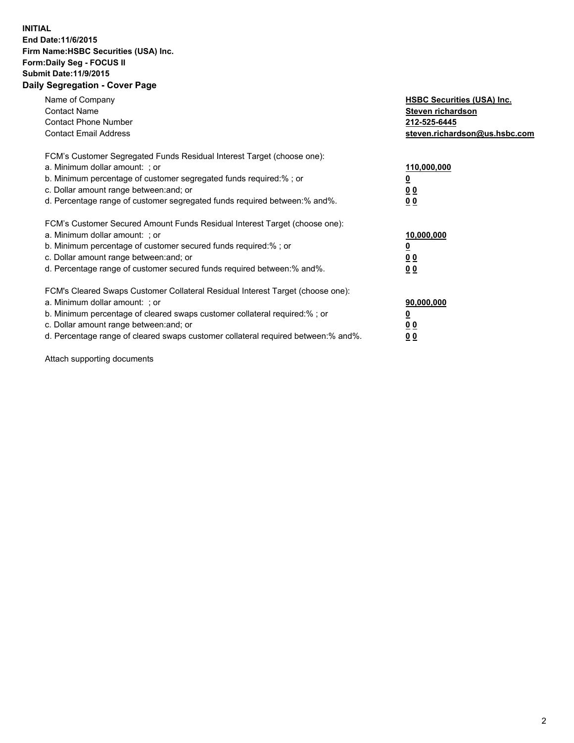**INITIAL**
**End Date:11/6/2015**
**Firm Name:HSBC Securities (USA) Inc.**
**Form:Daily Seg - FOCUS II**
**Submit Date:11/9/2015**

## Daily Segregation - Cover Page

| | |
|---|---|
| Name of Company | **HSBC Securities (USA) Inc.** |
| Contact Name | **Steven richardson** |
| Contact Phone Number | **212-525-6445** |
| Contact Email Address | **steven.richardson@us.hsbc.com** |

FCM's Customer Segregated Funds Residual Interest Target (choose one):

| | |
|---|---|
| a. Minimum dollar amount: ; or | **110,000,000** |
| b. Minimum percentage of customer segregated funds required:% ; or | **0** |
| c. Dollar amount range between:and; or | **0 0** |
| d. Percentage range of customer segregated funds required between:% and%. | **0 0** |

FCM's Customer Secured Amount Funds Residual Interest Target (choose one):

| | |
|---|---|
| a. Minimum dollar amount: ; or | **10,000,000** |
| b. Minimum percentage of customer secured funds required:% ; or | **0** |
| c. Dollar amount range between:and; or | **0 0** |
| d. Percentage range of customer secured funds required between:% and%. | **0 0** |

FCM's Cleared Swaps Customer Collateral Residual Interest Target (choose one):

| | |
|---|---|
| a. Minimum dollar amount: ; or | **90,000,000** |
| b. Minimum percentage of cleared swaps customer collateral required:% ; or | **0** |
| c. Dollar amount range between:and; or | **0 0** |
| d. Percentage range of cleared swaps customer collateral required between:% and%. | **0 0** |

Attach supporting documents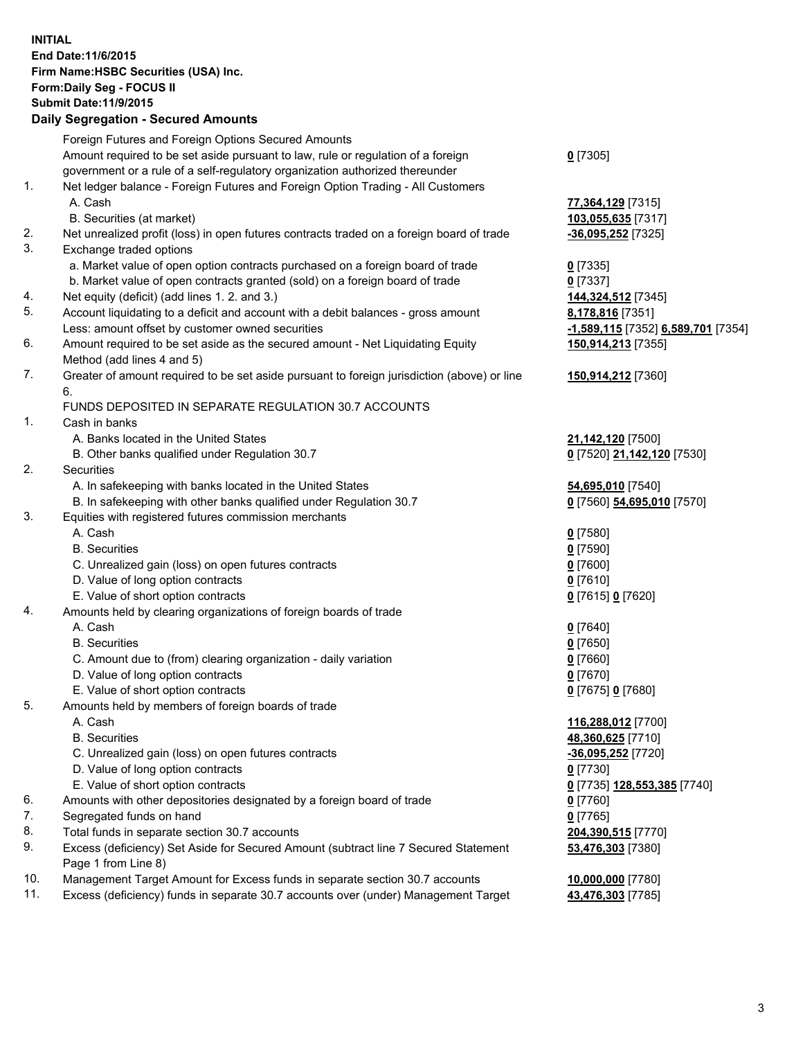**INITIAL**
**End Date:11/6/2015**
**Firm Name:HSBC Securities (USA) Inc.**
**Form:Daily Seg - FOCUS II**
**Submit Date:11/9/2015**

## Daily Segregation - Secured Amounts

| | | |
|---|---|---|
| | Foreign Futures and Foreign Options Secured Amounts | |
| | Amount required to be set aside pursuant to law, rule or regulation of a foreign government or a rule of a self-regulatory organization authorized thereunder | **0** [7305] |
| 1. | Net ledger balance - Foreign Futures and Foreign Option Trading - All Customers | |
| | A. Cash | **77,364,129** [7315] |
| | B. Securities (at market) | **103,055,635** [7317] |
| 2. | Net unrealized profit (loss) in open futures contracts traded on a foreign board of trade | **-36,095,252** [7325] |
| 3. | Exchange traded options | |
| | a. Market value of open option contracts purchased on a foreign board of trade | **0** [7335] |
| | b. Market value of open contracts granted (sold) on a foreign board of trade | **0** [7337] |
| 4. | Net equity (deficit) (add lines 1. 2. and 3.) | **144,324,512** [7345] |
| 5. | Account liquidating to a deficit and account with a debit balances - gross amount | **8,178,816** [7351] |
| | Less: amount offset by customer owned securities | **-1,589,115** [7352] **6,589,701** [7354] |
| 6. | Amount required to be set aside as the secured amount - Net Liquidating Equity Method (add lines 4 and 5) | **150,914,213** [7355] |
| 7. | Greater of amount required to be set aside pursuant to foreign jurisdiction (above) or line 6. | **150,914,212** [7360] |
| | FUNDS DEPOSITED IN SEPARATE REGULATION 30.7 ACCOUNTS | |
| 1. | Cash in banks | |
| | A. Banks located in the United States | **21,142,120** [7500] |
| | B. Other banks qualified under Regulation 30.7 | **0** [7520] **21,142,120** [7530] |
| 2. | Securities | |
| | A. In safekeeping with banks located in the United States | **54,695,010** [7540] |
| | B. In safekeeping with other banks qualified under Regulation 30.7 | **0** [7560] **54,695,010** [7570] |
| 3. | Equities with registered futures commission merchants | |
| | A. Cash | **0** [7580] |
| | B. Securities | **0** [7590] |
| | C. Unrealized gain (loss) on open futures contracts | **0** [7600] |
| | D. Value of long option contracts | **0** [7610] |
| | E. Value of short option contracts | **0** [7615] **0** [7620] |
| 4. | Amounts held by clearing organizations of foreign boards of trade | |
| | A. Cash | **0** [7640] |
| | B. Securities | **0** [7650] |
| | C. Amount due to (from) clearing organization - daily variation | **0** [7660] |
| | D. Value of long option contracts | **0** [7670] |
| | E. Value of short option contracts | **0** [7675] **0** [7680] |
| 5. | Amounts held by members of foreign boards of trade | |
| | A. Cash | **116,288,012** [7700] |
| | B. Securities | **48,360,625** [7710] |
| | C. Unrealized gain (loss) on open futures contracts | **-36,095,252** [7720] |
| | D. Value of long option contracts | **0** [7730] |
| | E. Value of short option contracts | **0** [7735] **128,553,385** [7740] |
| 6. | Amounts with other depositories designated by a foreign board of trade | **0** [7760] |
| 7. | Segregated funds on hand | **0** [7765] |
| 8. | Total funds in separate section 30.7 accounts | **204,390,515** [7770] |
| 9. | Excess (deficiency) Set Aside for Secured Amount (subtract line 7 Secured Statement Page 1 from Line 8) | **53,476,303** [7380] |
| 10. | Management Target Amount for Excess funds in separate section 30.7 accounts | **10,000,000** [7780] |
| 11. | Excess (deficiency) funds in separate 30.7 accounts over (under) Management Target | **43,476,303** [7785] |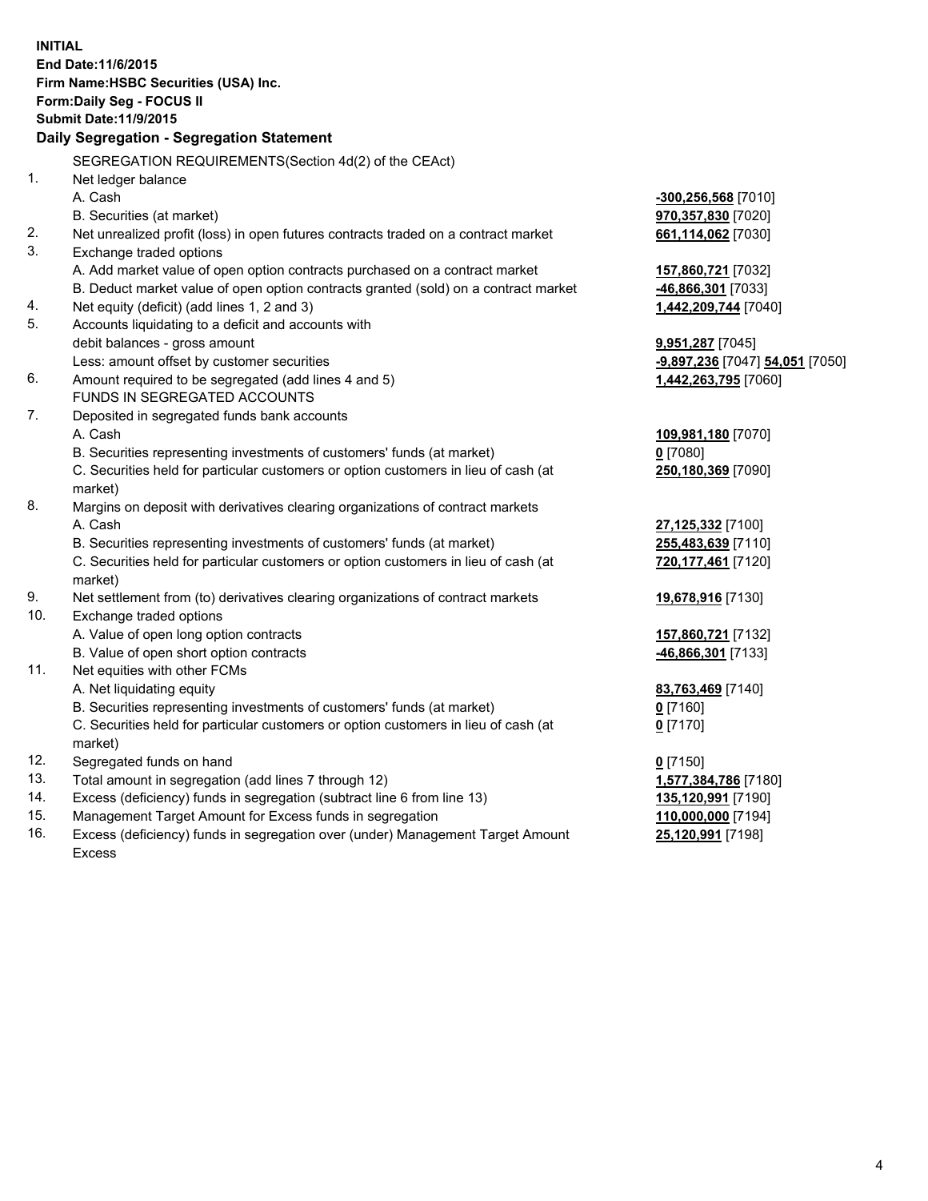**INITIAL**
**End Date:11/6/2015**
**Firm Name:HSBC Securities (USA) Inc.**
**Form:Daily Seg - FOCUS II**
**Submit Date:11/9/2015**

**Daily Segregation - Segregation Statement**

| | | |
|---|---|---|
| | SEGREGATION REQUIREMENTS(Section 4d(2) of the CEAct) | |
| 1. | Net ledger balance | |
| | A. Cash | **-300,256,568** [7010] |
| | B. Securities (at market) | **970,357,830** [7020] |
| 2. | Net unrealized profit (loss) in open futures contracts traded on a contract market | **661,114,062** [7030] |
| 3. | Exchange traded options | |
| | A. Add market value of open option contracts purchased on a contract market | **157,860,721** [7032] |
| | B. Deduct market value of open option contracts granted (sold) on a contract market | **-46,866,301** [7033] |
| 4. | Net equity (deficit) (add lines 1, 2 and 3) | **1,442,209,744** [7040] |
| 5. | Accounts liquidating to a deficit and accounts with | |
| | debit balances - gross amount | **9,951,287** [7045] |
| | Less: amount offset by customer securities | **-9,897,236** [7047] **54,051** [7050] |
| 6. | Amount required to be segregated (add lines 4 and 5) | **1,442,263,795** [7060] |
| | FUNDS IN SEGREGATED ACCOUNTS | |
| 7. | Deposited in segregated funds bank accounts | |
| | A. Cash | **109,981,180** [7070] |
| | B. Securities representing investments of customers' funds (at market) | **0** [7080] |
| | C. Securities held for particular customers or option customers in lieu of cash (at market) | **250,180,369** [7090] |
| 8. | Margins on deposit with derivatives clearing organizations of contract markets | |
| | A. Cash | **27,125,332** [7100] |
| | B. Securities representing investments of customers' funds (at market) | **255,483,639** [7110] |
| | C. Securities held for particular customers or option customers in lieu of cash (at market) | **720,177,461** [7120] |
| 9. | Net settlement from (to) derivatives clearing organizations of contract markets | **19,678,916** [7130] |
| 10. | Exchange traded options | |
| | A. Value of open long option contracts | **157,860,721** [7132] |
| | B. Value of open short option contracts | **-46,866,301** [7133] |
| 11. | Net equities with other FCMs | |
| | A. Net liquidating equity | **83,763,469** [7140] |
| | B. Securities representing investments of customers' funds (at market) | **0** [7160] |
| | C. Securities held for particular customers or option customers in lieu of cash (at market) | **0** [7170] |
| 12. | Segregated funds on hand | **0** [7150] |
| 13. | Total amount in segregation (add lines 7 through 12) | **1,577,384,786** [7180] |
| 14. | Excess (deficiency) funds in segregation (subtract line 6 from line 13) | **135,120,991** [7190] |
| 15. | Management Target Amount for Excess funds in segregation | **110,000,000** [7194] |
| 16. | Excess (deficiency) funds in segregation over (under) Management Target Amount Excess | **25,120,991** [7198] |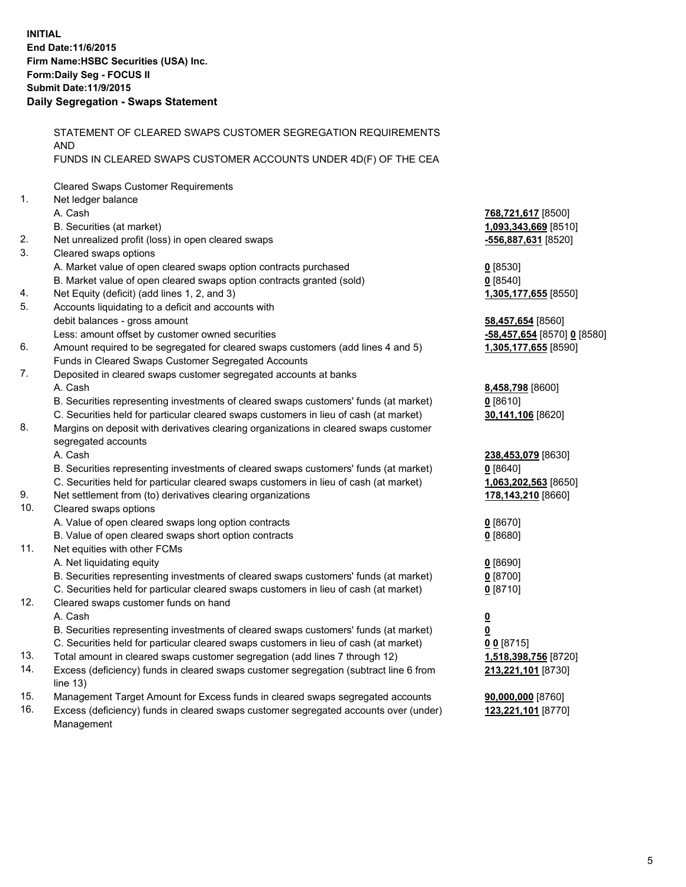**INITIAL**
**End Date:11/6/2015**
**Firm Name:HSBC Securities (USA) Inc.**
**Form:Daily Seg - FOCUS II**
**Submit Date:11/9/2015**
**Daily Segregation - Swaps Statement**

STATEMENT OF CLEARED SWAPS CUSTOMER SEGREGATION REQUIREMENTS AND FUNDS IN CLEARED SWAPS CUSTOMER ACCOUNTS UNDER 4D(F) OF THE CEA

| | | |
|---|---|---|
| | Cleared Swaps Customer Requirements | |
| 1. | Net ledger balance | |
| | A. Cash | **768,721,617** [8500] |
| | B. Securities (at market) | **1,093,343,669** [8510] |
| 2. | Net unrealized profit (loss) in open cleared swaps | **-556,887,631** [8520] |
| 3. | Cleared swaps options | |
| | A. Market value of open cleared swaps option contracts purchased | **0** [8530] |
| | B. Market value of open cleared swaps option contracts granted (sold) | **0** [8540] |
| 4. | Net Equity (deficit) (add lines 1, 2, and 3) | **1,305,177,655** [8550] |
| 5. | Accounts liquidating to a deficit and accounts with debit balances - gross amount | **58,457,654** [8560] |
| | Less: amount offset by customer owned securities | **-58,457,654** [8570] **0** [8580] |
| 6. | Amount required to be segregated for cleared swaps customers (add lines 4 and 5) | **1,305,177,655** [8590] |
| | Funds in Cleared Swaps Customer Segregated Accounts | |
| 7. | Deposited in cleared swaps customer segregated accounts at banks | |
| | A. Cash | **8,458,798** [8600] |
| | B. Securities representing investments of cleared swaps customers' funds (at market) | **0** [8610] |
| | C. Securities held for particular cleared swaps customers in lieu of cash (at market) | **30,141,106** [8620] |
| 8. | Margins on deposit with derivatives clearing organizations in cleared swaps customer segregated accounts | |
| | A. Cash | **238,453,079** [8630] |
| | B. Securities representing investments of cleared swaps customers' funds (at market) | **0** [8640] |
| | C. Securities held for particular cleared swaps customers in lieu of cash (at market) | **1,063,202,563** [8650] |
| 9. | Net settlement from (to) derivatives clearing organizations | **178,143,210** [8660] |
| 10. | Cleared swaps options | |
| | A. Value of open cleared swaps long option contracts | **0** [8670] |
| | B. Value of open cleared swaps short option contracts | **0** [8680] |
| 11. | Net equities with other FCMs | |
| | A. Net liquidating equity | **0** [8690] |
| | B. Securities representing investments of cleared swaps customers' funds (at market) | **0** [8700] |
| | C. Securities held for particular cleared swaps customers in lieu of cash (at market) | **0** [8710] |
| 12. | Cleared swaps customer funds on hand | |
| | A. Cash | **0** |
| | B. Securities representing investments of cleared swaps customers' funds (at market) | **0** |
| | C. Securities held for particular cleared swaps customers in lieu of cash (at market) | **0** **0** [8715] |
| 13. | Total amount in cleared swaps customer segregation (add lines 7 through 12) | **1,518,398,756** [8720] |
| 14. | Excess (deficiency) funds in cleared swaps customer segregation (subtract line 6 from line 13) | **213,221,101** [8730] |
| 15. | Management Target Amount for Excess funds in cleared swaps segregated accounts | **90,000,000** [8760] |
| 16. | Excess (deficiency) funds in cleared swaps customer segregated accounts over (under) Management | **123,221,101** [8770] |